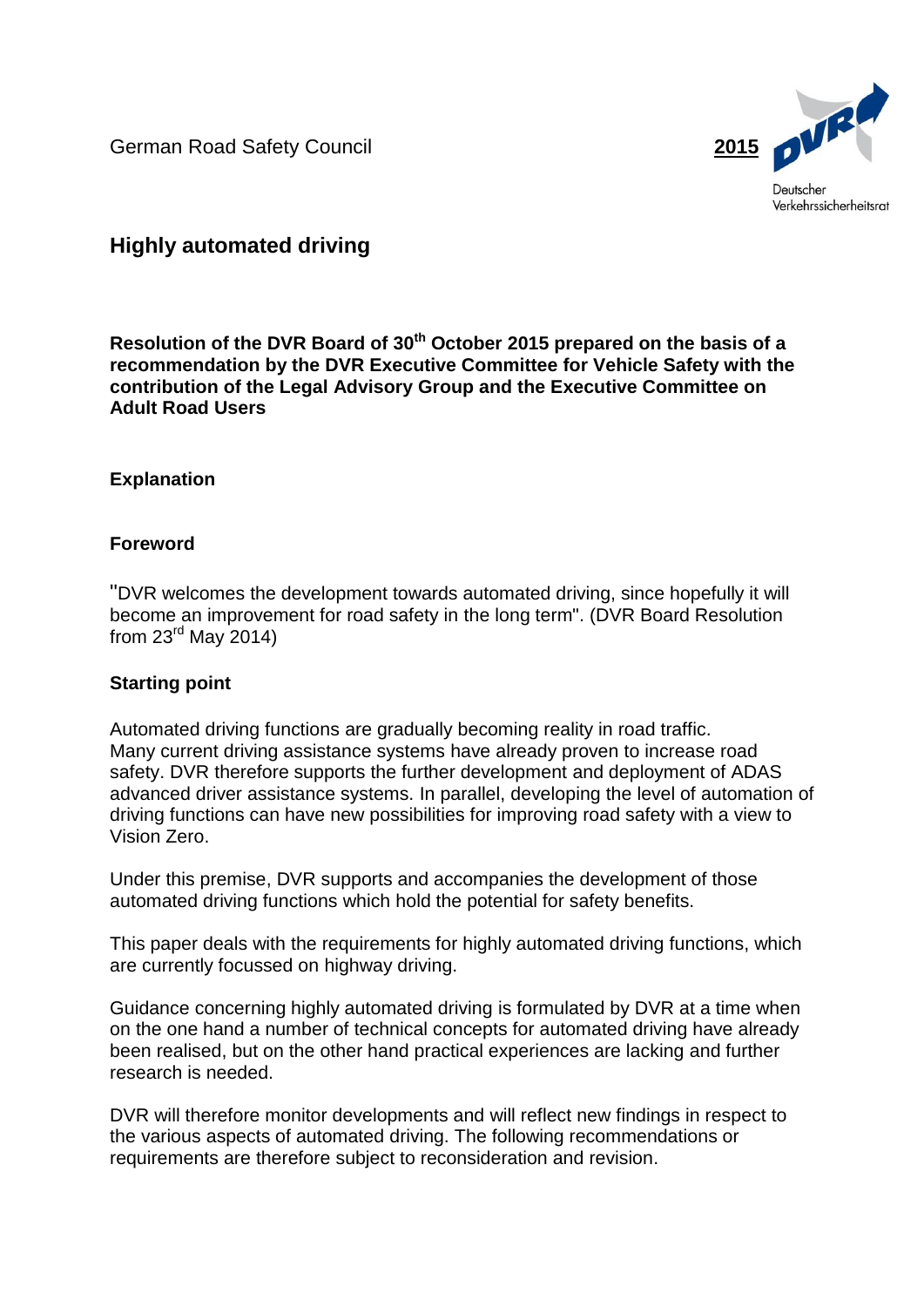German Road Safety Council **2015**

Deutscher Verkehrssicherheitsrat

# Highly automated driving

**Resolution of the DVR Board of 30th October 2015 prepared on the basis of a recommendation by the DVR Executive Committee for Vehicle Safety with the contribution of the Legal Advisory Group and the Executive Committee on Adult Road Users**

## Explanation

### Foreword

"DVR welcomes the development towards automated driving, since hopefully it will become an improvement for road safety in the long term". (DVR Board Resolution from 23rd May 2014)

### Starting point

Automated driving functions are gradually becoming reality in road traffic. Many current driving assistance systems have already proven to increase road safety. DVR therefore supports the further development and deployment of ADAS advanced driver assistance systems. In parallel, developing the level of automation of driving functions can have new possibilities for improving road safety with a view to Vision Zero.

Under this premise, DVR supports and accompanies the development of those automated driving functions which hold the potential for safety benefits.

This paper deals with the requirements for highly automated driving functions, which are currently focussed on highway driving.

Guidance concerning highly automated driving is formulated by DVR at a time when on the one hand a number of technical concepts for automated driving have already been realised, but on the other hand practical experiences are lacking and further research is needed.

DVR will therefore monitor developments and will reflect new findings in respect to the various aspects of automated driving. The following recommendations or requirements are therefore subject to reconsideration and revision.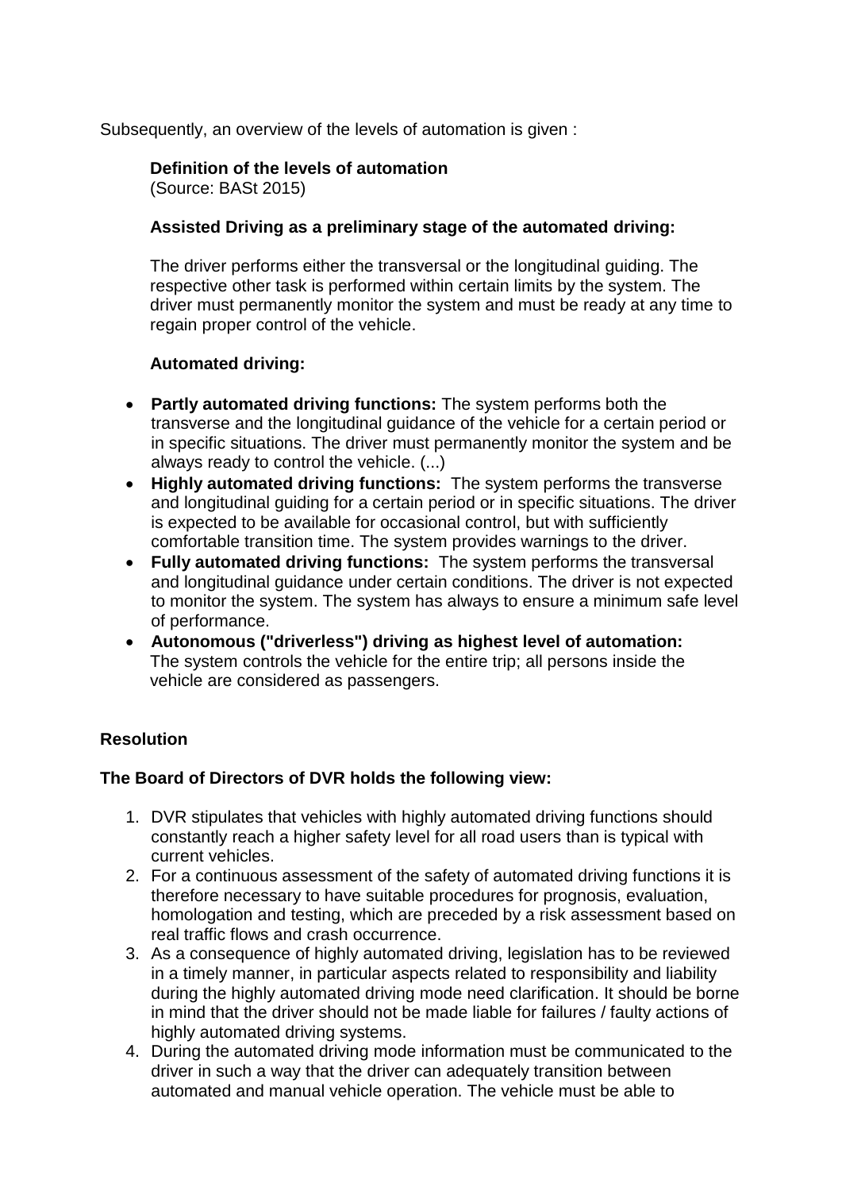Subsequently, an overview of the levels of automation is given :

**Definition of the levels of automation**
(Source: BASt 2015)

**Assisted Driving as a preliminary stage of the automated driving:**

The driver performs either the transversal or the longitudinal guiding. The respective other task is performed within certain limits by the system. The driver must permanently monitor the system and must be ready at any time to regain proper control of the vehicle.

**Automated driving:**

- **Partly automated driving functions:** The system performs both the transverse and the longitudinal guidance of the vehicle for a certain period or in specific situations. The driver must permanently monitor the system and be always ready to control the vehicle. (...)
- **Highly automated driving functions:** The system performs the transverse and longitudinal guiding for a certain period or in specific situations. The driver is expected to be available for occasional control, but with sufficiently comfortable transition time. The system provides warnings to the driver.
- **Fully automated driving functions:** The system performs the transversal and longitudinal guidance under certain conditions. The driver is not expected to monitor the system. The system has always to ensure a minimum safe level of performance.
- **Autonomous ("driverless") driving as highest level of automation:** The system controls the vehicle for the entire trip; all persons inside the vehicle are considered as passengers.

## Resolution

**The Board of Directors of DVR holds the following view:**

1. DVR stipulates that vehicles with highly automated driving functions should constantly reach a higher safety level for all road users than is typical with current vehicles.
2. For a continuous assessment of the safety of automated driving functions it is therefore necessary to have suitable procedures for prognosis, evaluation, homologation and testing, which are preceded by a risk assessment based on real traffic flows and crash occurrence.
3. As a consequence of highly automated driving, legislation has to be reviewed in a timely manner, in particular aspects related to responsibility and liability during the highly automated driving mode need clarification. It should be borne in mind that the driver should not be made liable for failures / faulty actions of highly automated driving systems.
4. During the automated driving mode information must be communicated to the driver in such a way that the driver can adequately transition between automated and manual vehicle operation. The vehicle must be able to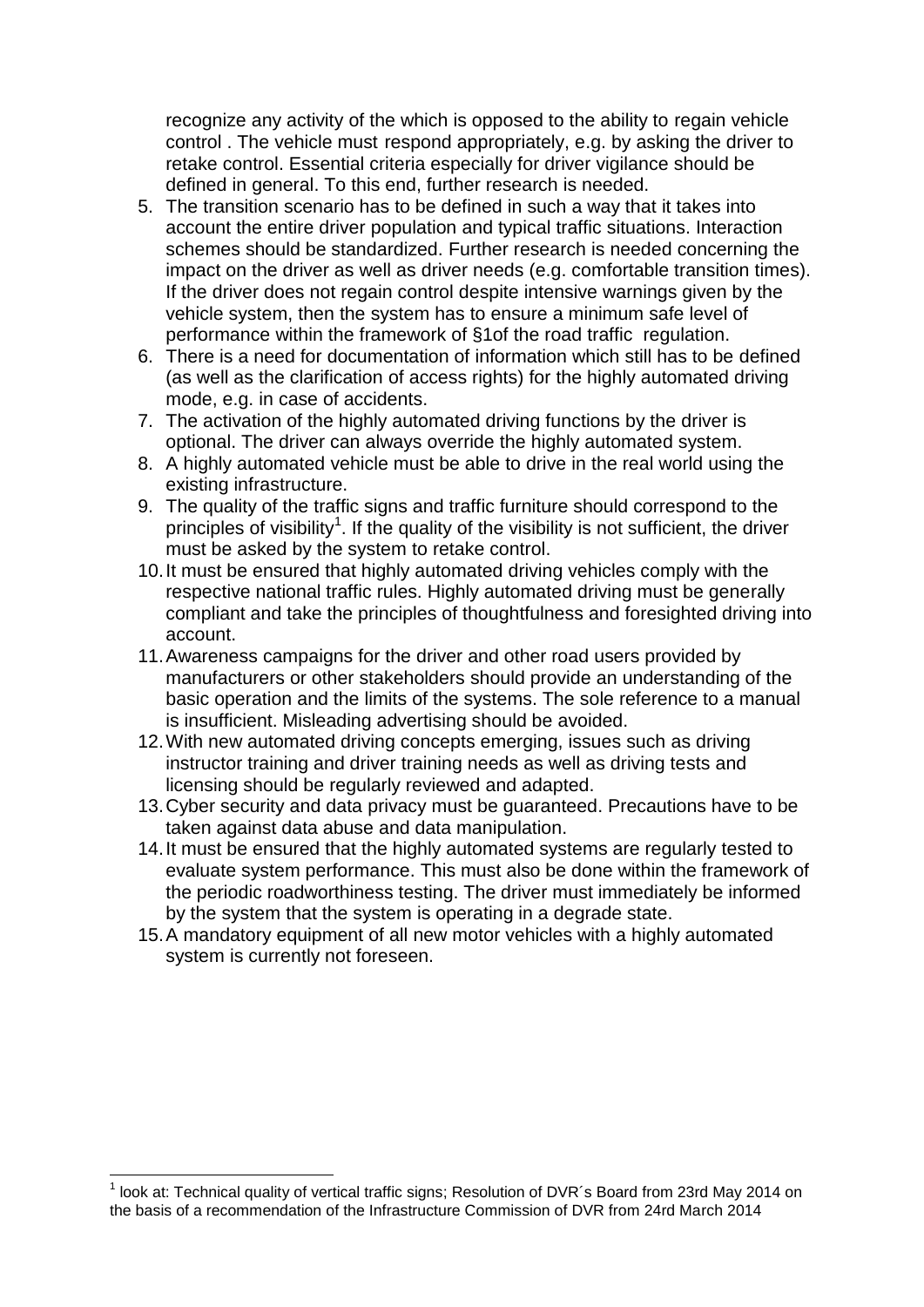recognize any activity of the which is opposed to the ability to regain vehicle control . The vehicle must respond appropriately, e.g. by asking the driver to retake control. Essential criteria especially for driver vigilance should be defined in general. To this end, further research is needed.

5. The transition scenario has to be defined in such a way that it takes into account the entire driver population and typical traffic situations. Interaction schemes should be standardized. Further research is needed concerning the impact on the driver as well as driver needs (e.g. comfortable transition times). If the driver does not regain control despite intensive warnings given by the vehicle system, then the system has to ensure a minimum safe level of performance within the framework of §1of the road traffic regulation.
6. There is a need for documentation of information which still has to be defined (as well as the clarification of access rights) for the highly automated driving mode, e.g. in case of accidents.
7. The activation of the highly automated driving functions by the driver is optional. The driver can always override the highly automated system.
8. A highly automated vehicle must be able to drive in the real world using the existing infrastructure.
9. The quality of the traffic signs and traffic furniture should correspond to the principles of visibility[1]. If the quality of the visibility is not sufficient, the driver must be asked by the system to retake control.
10. It must be ensured that highly automated driving vehicles comply with the respective national traffic rules. Highly automated driving must be generally compliant and take the principles of thoughtfulness and foresighted driving into account.
11. Awareness campaigns for the driver and other road users provided by manufacturers or other stakeholders should provide an understanding of the basic operation and the limits of the systems. The sole reference to a manual is insufficient. Misleading advertising should be avoided.
12. With new automated driving concepts emerging, issues such as driving instructor training and driver training needs as well as driving tests and licensing should be regularly reviewed and adapted.
13. Cyber security and data privacy must be guaranteed. Precautions have to be taken against data abuse and data manipulation.
14. It must be ensured that the highly automated systems are regularly tested to evaluate system performance. This must also be done within the framework of the periodic roadworthiness testing. The driver must immediately be informed by the system that the system is operating in a degrade state.
15. A mandatory equipment of all new motor vehicles with a highly automated system is currently not foreseen.

---

[1] look at: Technical quality of vertical traffic signs; Resolution of DVR´s Board from 23rd May 2014 on the basis of a recommendation of the Infrastructure Commission of DVR from 24rd March 2014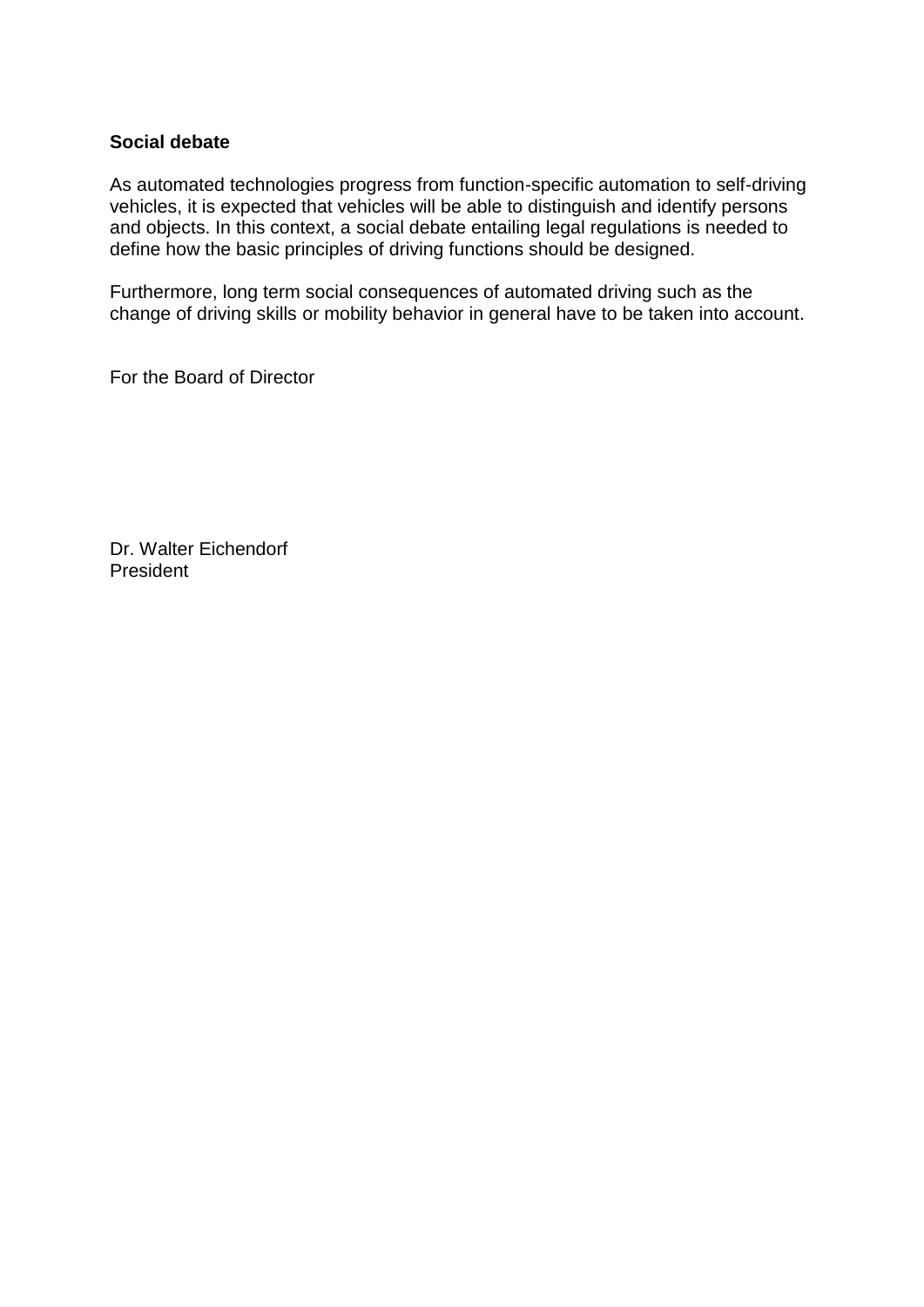### Social debate

As automated technologies progress from function-specific automation to self-driving vehicles, it is expected that vehicles will be able to distinguish and identify persons and objects. In this context, a social debate entailing legal regulations is needed to define how the basic principles of driving functions should be designed.

Furthermore, long term social consequences of automated driving such as the change of driving skills or mobility behavior in general have to be taken into account.

For the Board of Director

Dr. Walter Eichendorf
President